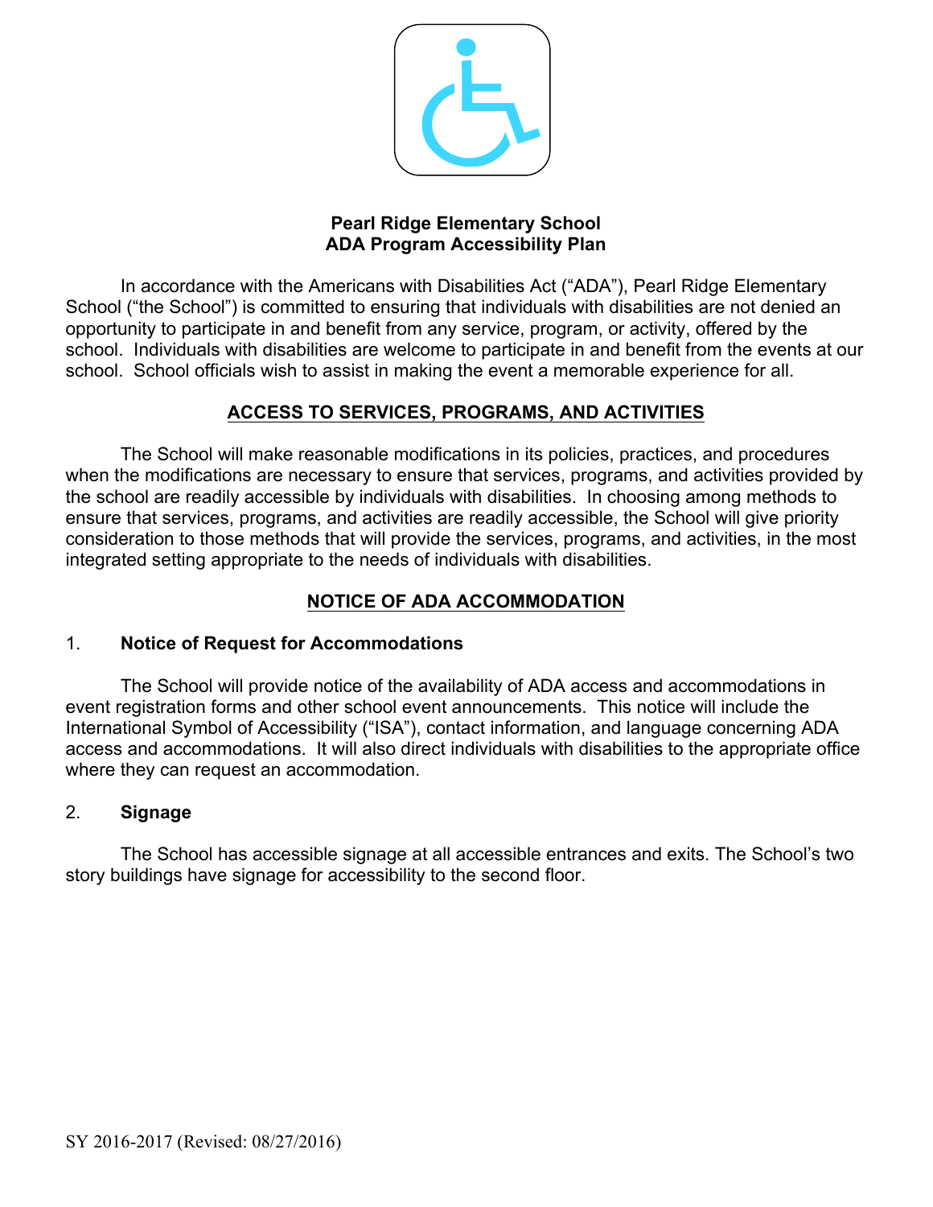# Pearl Ridge Elementary School
# ADA Program Accessibility Plan

In accordance with the Americans with Disabilities Act ("ADA"), Pearl Ridge Elementary School ("the School") is committed to ensuring that individuals with disabilities are not denied an opportunity to participate in and benefit from any service, program, or activity, offered by the school. Individuals with disabilities are welcome to participate in and benefit from the events at our school. School officials wish to assist in making the event a memorable experience for all.

## ACCESS TO SERVICES, PROGRAMS, AND ACTIVITIES

The School will make reasonable modifications in its policies, practices, and procedures when the modifications are necessary to ensure that services, programs, and activities provided by the school are readily accessible by individuals with disabilities. In choosing among methods to ensure that services, programs, and activities are readily accessible, the School will give priority consideration to those methods that will provide the services, programs, and activities, in the most integrated setting appropriate to the needs of individuals with disabilities.

## NOTICE OF ADA ACCOMMODATION

### 1. Notice of Request for Accommodations

The School will provide notice of the availability of ADA access and accommodations in event registration forms and other school event announcements. This notice will include the International Symbol of Accessibility ("ISA"), contact information, and language concerning ADA access and accommodations. It will also direct individuals with disabilities to the appropriate office where they can request an accommodation.

### 2. Signage

The School has accessible signage at all accessible entrances and exits. The School's two story buildings have signage for accessibility to the second floor.

SY 2016-2017 (Revised: 08/27/2016)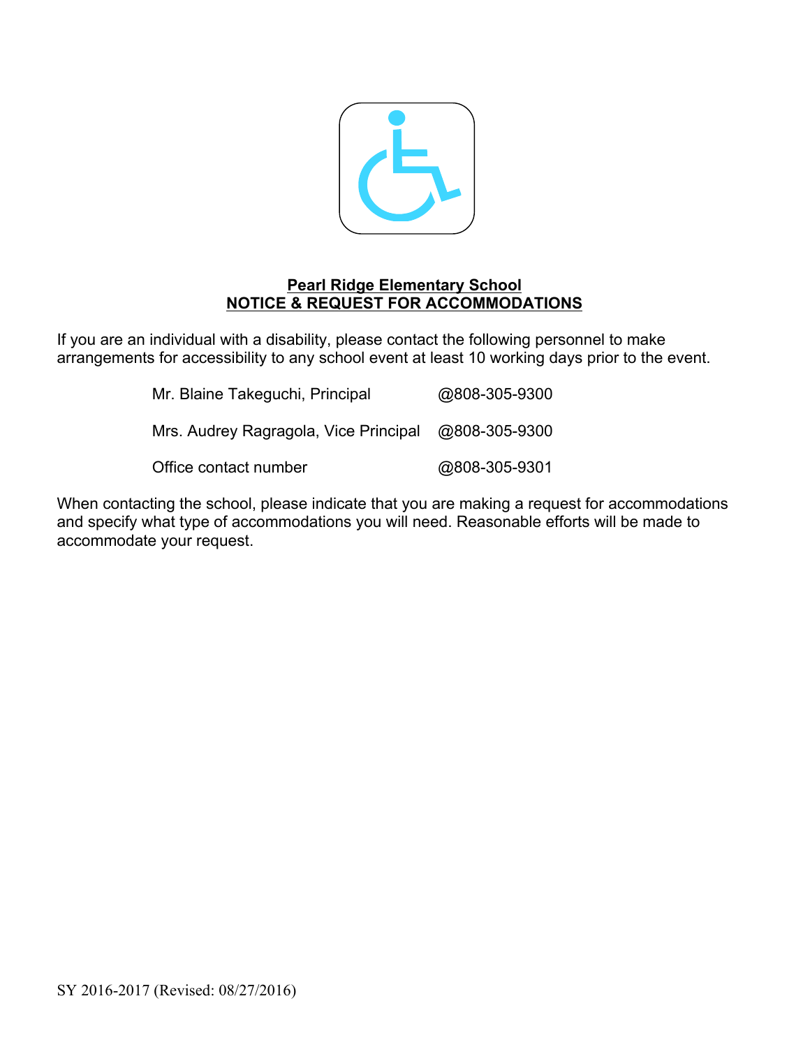**Pearl Ridge Elementary School**
**NOTICE & REQUEST FOR ACCOMMODATIONS**

If you are an individual with a disability, please contact the following personnel to make arrangements for accessibility to any school event at least 10 working days prior to the event.

| | |
|---|---|
| Mr. Blaine Takeguchi, Principal | @808-305-9300 |
| Mrs. Audrey Ragragola, Vice Principal | @808-305-9300 |
| Office contact number | @808-305-9301 |

When contacting the school, please indicate that you are making a request for accommodations and specify what type of accommodations you will need. Reasonable efforts will be made to accommodate your request.

SY 2016-2017 (Revised: 08/27/2016)